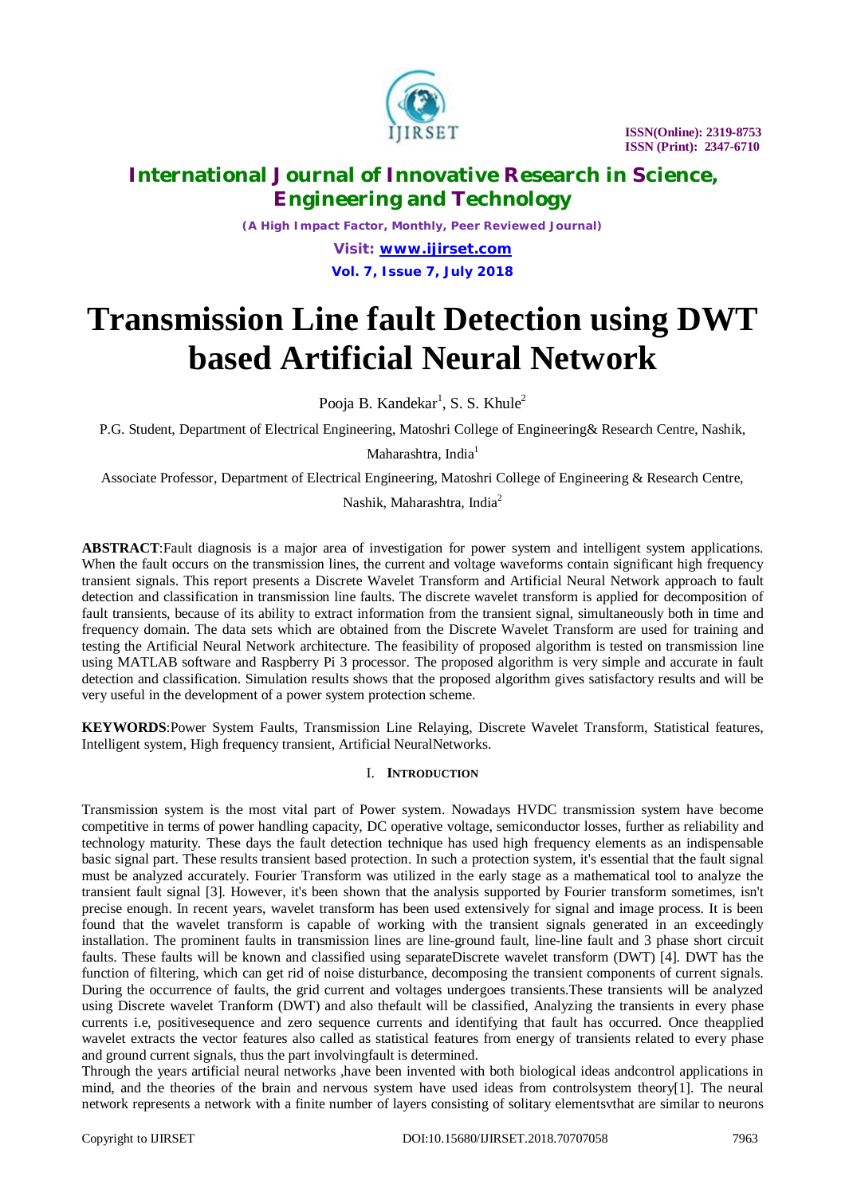# Transmission Line fault Detection using DWT based Artificial Neural Network

Pooja B. Kandekar[1], S. S. Khule[2]

P.G. Student, Department of Electrical Engineering, Matoshri College of Engineering& Research Centre, Nashik, Maharashtra, India[1]

Associate Professor, Department of Electrical Engineering, Matoshri College of Engineering & Research Centre, Nashik, Maharashtra, India[2]

**ABSTRACT**:Fault diagnosis is a major area of investigation for power system and intelligent system applications. When the fault occurs on the transmission lines, the current and voltage waveforms contain significant high frequency transient signals. This report presents a Discrete Wavelet Transform and Artificial Neural Network approach to fault detection and classification in transmission line faults. The discrete wavelet transform is applied for decomposition of fault transients, because of its ability to extract information from the transient signal, simultaneously both in time and frequency domain. The data sets which are obtained from the Discrete Wavelet Transform are used for training and testing the Artificial Neural Network architecture. The feasibility of proposed algorithm is tested on transmission line using MATLAB software and Raspberry Pi 3 processor. The proposed algorithm is very simple and accurate in fault detection and classification. Simulation results shows that the proposed algorithm gives satisfactory results and will be very useful in the development of a power system protection scheme.

**KEYWORDS**:Power System Faults, Transmission Line Relaying, Discrete Wavelet Transform, Statistical features, Intelligent system, High frequency transient, Artificial NeuralNetworks.

## I. Introduction

Transmission system is the most vital part of Power system. Nowadays HVDC transmission system have become competitive in terms of power handling capacity, DC operative voltage, semiconductor losses, further as reliability and technology maturity. These days the fault detection technique has used high frequency elements as an indispensable basic signal part. These results transient based protection. In such a protection system, it's essential that the fault signal must be analyzed accurately. Fourier Transform was utilized in the early stage as a mathematical tool to analyze the transient fault signal [3]. However, it's been shown that the analysis supported by Fourier transform sometimes, isn't precise enough. In recent years, wavelet transform has been used extensively for signal and image process. It is been found that the wavelet transform is capable of working with the transient signals generated in an exceedingly installation. The prominent faults in transmission lines are line-ground fault, line-line fault and 3 phase short circuit faults. These faults will be known and classified using separateDiscrete wavelet transform (DWT) [4]. DWT has the function of filtering, which can get rid of noise disturbance, decomposing the transient components of current signals. During the occurrence of faults, the grid current and voltages undergoes transients.These transients will be analyzed using Discrete wavelet Tranform (DWT) and also thefault will be classified, Analyzing the transients in every phase currents i.e, positivesequence and zero sequence currents and identifying that fault has occurred. Once theapplied wavelet extracts the vector features also called as statistical features from energy of transients related to every phase and ground current signals, thus the part involvingfault is determined.

Through the years artificial neural networks ,have been invented with both biological ideas andcontrol applications in mind, and the theories of the brain and nervous system have used ideas from controlsystem theory[1]. The neural network represents a network with a finite number of layers consisting of solitary elementsvthat are similar to neurons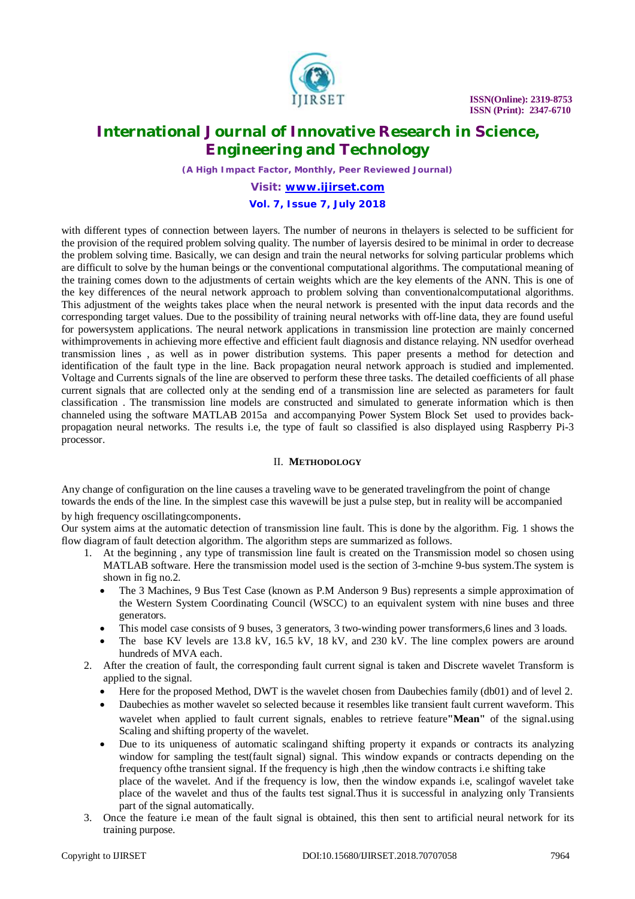with different types of connection between layers. The number of neurons in thelayers is selected to be sufficient for the provision of the required problem solving quality. The number of layersis desired to be minimal in order to decrease the problem solving time. Basically, we can design and train the neural networks for solving particular problems which are difficult to solve by the human beings or the conventional computational algorithms. The computational meaning of the training comes down to the adjustments of certain weights which are the key elements of the ANN. This is one of the key differences of the neural network approach to problem solving than conventionalcomputational algorithms. This adjustment of the weights takes place when the neural network is presented with the input data records and the corresponding target values. Due to the possibility of training neural networks with off-line data, they are found useful for powersystem applications. The neural network applications in transmission line protection are mainly concerned withimprovements in achieving more effective and efficient fault diagnosis and distance relaying. NN usedfor overhead transmission lines , as well as in power distribution systems. This paper presents a method for detection and identification of the fault type in the line. Back propagation neural network approach is studied and implemented. Voltage and Currents signals of the line are observed to perform these three tasks. The detailed coefficients of all phase current signals that are collected only at the sending end of a transmission line are selected as parameters for fault classification . The transmission line models are constructed and simulated to generate information which is then channeled using the software MATLAB 2015a and accompanying Power System Block Set used to provides back-propagation neural networks. The results i.e, the type of fault so classified is also displayed using Raspberry Pi-3 processor.

## II. METHODOLOGY

Any change of configuration on the line causes a traveling wave to be generated travelingfrom the point of change towards the ends of the line. In the simplest case this wavewill be just a pulse step, but in reality will be accompanied by high frequency oscillatingcomponents.

Our system aims at the automatic detection of transmission line fault. This is done by the algorithm. Fig. 1 shows the flow diagram of fault detection algorithm. The algorithm steps are summarized as follows.

1. At the beginning , any type of transmission line fault is created on the Transmission model so chosen using MATLAB software. Here the transmission model used is the section of 3-mchine 9-bus system.The system is shown in fig no.2.
   - The 3 Machines, 9 Bus Test Case (known as P.M Anderson 9 Bus) represents a simple approximation of the Western System Coordinating Council (WSCC) to an equivalent system with nine buses and three generators.
   - This model case consists of 9 buses, 3 generators, 3 two-winding power transformers,6 lines and 3 loads.
   - The base KV levels are 13.8 kV, 16.5 kV, 18 kV, and 230 kV. The line complex powers are around hundreds of MVA each.
2. After the creation of fault, the corresponding fault current signal is taken and Discrete wavelet Transform is applied to the signal.
   - Here for the proposed Method, DWT is the wavelet chosen from Daubechies family (db01) and of level 2.
   - Daubechies as mother wavelet so selected because it resembles like transient fault current waveform. This wavelet when applied to fault current signals, enables to retrieve feature **"Mean"** of the signal.using Scaling and shifting property of the wavelet.
   - Due to its uniqueness of automatic scalingand shifting property it expands or contracts its analyzing window for sampling the test(fault signal) signal. This window expands or contracts depending on the frequency ofthe transient signal. If the frequency is high ,then the window contracts i.e shifting take place of the wavelet. And if the frequency is low, then the window expands i.e, scalingof wavelet take place of the wavelet and thus of the faults test signal.Thus it is successful in analyzing only Transients part of the signal automatically.
3. Once the feature i.e mean of the fault signal is obtained, this then sent to artificial neural network for its training purpose.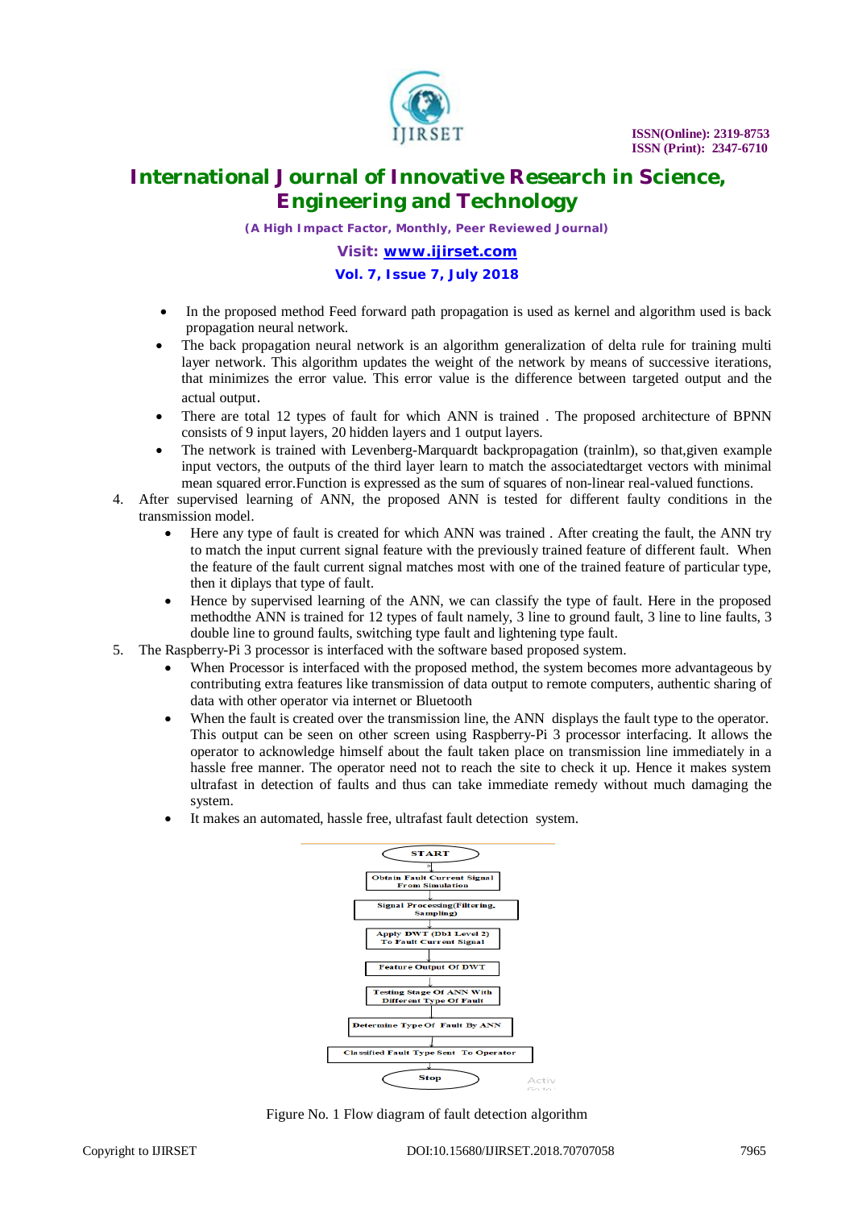- In the proposed method Feed forward path propagation is used as kernel and algorithm used is back propagation neural network.
- The back propagation neural network is an algorithm generalization of delta rule for training multi layer network. This algorithm updates the weight of the network by means of successive iterations, that minimizes the error value. This error value is the difference between targeted output and the actual output.
- There are total 12 types of fault for which ANN is trained . The proposed architecture of BPNN consists of 9 input layers, 20 hidden layers and 1 output layers.
- The network is trained with Levenberg-Marquardt backpropagation (trainlm), so that,given example input vectors, the outputs of the third layer learn to match the associatedtarget vectors with minimal mean squared error.Function is expressed as the sum of squares of non-linear real-valued functions.

4. After supervised learning of ANN, the proposed ANN is tested for different faulty conditions in the transmission model.
   - Here any type of fault is created for which ANN was trained . After creating the fault, the ANN try to match the input current signal feature with the previously trained feature of different fault. When the feature of the fault current signal matches most with one of the trained feature of particular type, then it diplays that type of fault.
   - Hence by supervised learning of the ANN, we can classify the type of fault. Here in the proposed methodthe ANN is trained for 12 types of fault namely, 3 line to ground fault, 3 line to line faults, 3 double line to ground faults, switching type fault and lightening type fault.
5. The Raspberry-Pi 3 processor is interfaced with the software based proposed system.
   - When Processor is interfaced with the proposed method, the system becomes more advantageous by contributing extra features like transmission of data output to remote computers, authentic sharing of data with other operator via internet or Bluetooth
   - When the fault is created over the transmission line, the ANN displays the fault type to the operator. This output can be seen on other screen using Raspberry-Pi 3 processor interfacing. It allows the operator to acknowledge himself about the fault taken place on transmission line immediately in a hassle free manner. The operator need not to reach the site to check it up. Hence it makes system ultrafast in detection of faults and thus can take immediate remedy without much damaging the system.
   - It makes an automated, hassle free, ultrafast fault detection system.

START

Obtain Fault Current Signal From Simulation

Signal Processing(Filtering, Sampling)

Apply DWT (Db1 Level 2) To Fault Current Signal

Feature Output Of DWT

Testing Stage Of ANN With Different Type Of Fault

Determine Type Of Fault By ANN

Classified Fault Type Sent To Operator

Stop

Figure No. 1 Flow diagram of fault detection algorithm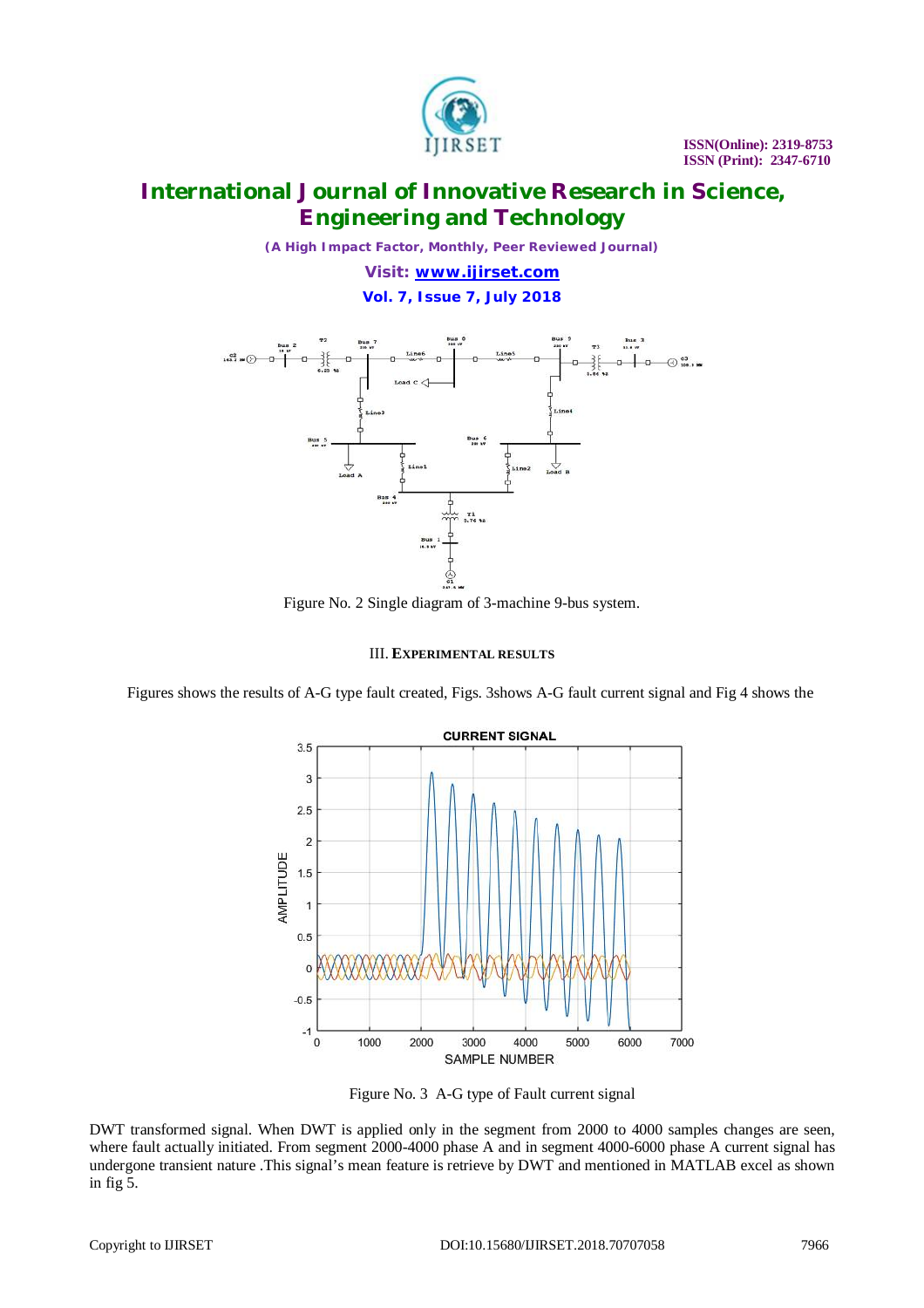Figure No. 2 Single diagram of 3-machine 9-bus system.

### III. EXPERIMENTAL RESULTS

Figures shows the results of A-G type fault created, Figs. 3shows A-G fault current signal and Fig 4 shows the

CURRENT SIGNAL

AMPLITUDE

SAMPLE NUMBER

Figure No. 3 A-G type of Fault current signal

DWT transformed signal. When DWT is applied only in the segment from 2000 to 4000 samples changes are seen, where fault actually initiated. From segment 2000-4000 phase A and in segment 4000-6000 phase A current signal has undergone transient nature .This signal's mean feature is retrieve by DWT and mentioned in MATLAB excel as shown in fig 5.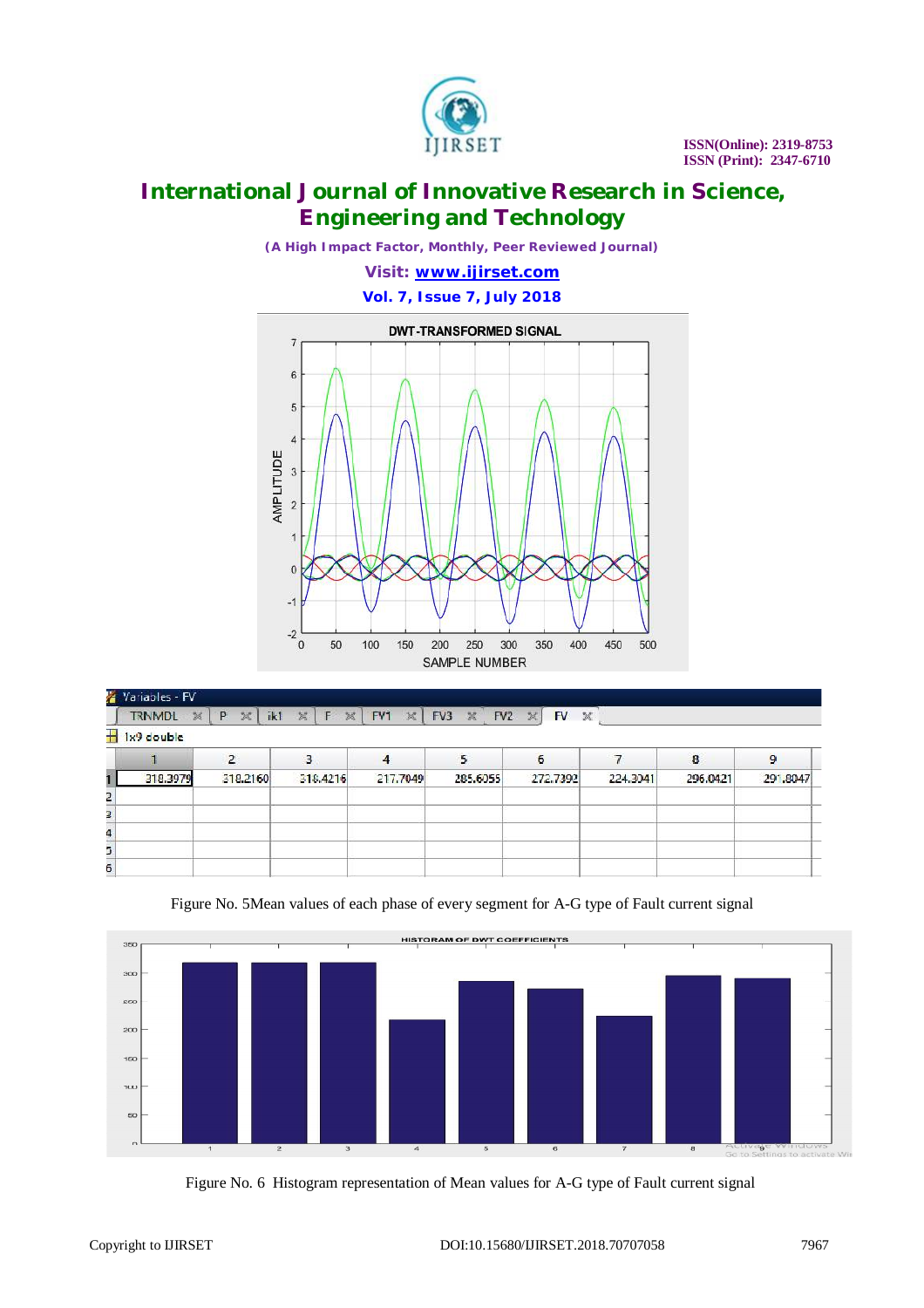DWT-TRANSFORMED SIGNAL

AMPLITUDE

SAMPLE NUMBER

Variables - FV

TRNMDL P ik1 F FV1 FV3 FV2 FV

1x9 double

| | 1 | 2 | 3 | 4 | 5 | 6 | 7 | 8 | 9 |
|---|---|---|---|---|---|---|---|---|---|
| 1 | 318.3979 | 318.2160 | 318.4216 | 217.7049 | 285.6055 | 272.7392 | 224.3041 | 296.0421 | 291.8047 |
| 2 | | | | | | | | | |
| 3 | | | | | | | | | |
| 4 | | | | | | | | | |
| 5 | | | | | | | | | |
| 6 | | | | | | | | | |

Figure No. 5Mean values of each phase of every segment for A-G type of Fault current signal

HISTORAM OF DWT COEFFICIENTS

Figure No. 6 Histogram representation of Mean values for A-G type of Fault current signal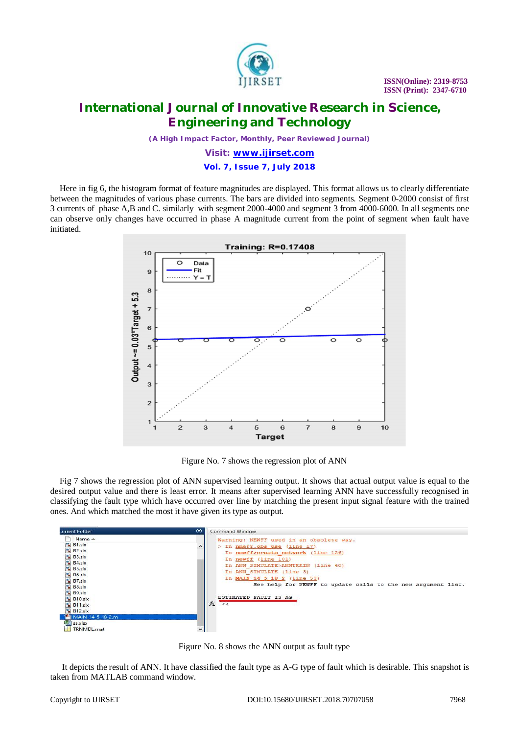Here in fig 6, the histogram format of feature magnitudes are displayed. This format allows us to clearly differentiate between the magnitudes of various phase currents. The bars are divided into segments. Segment 0-2000 consist of first 3 currents of phase A,B and C. similarly with segment 2000-4000 and segment 3 from 4000-6000. In all segments one can observe only changes have occurred in phase A magnitude current from the point of segment when fault have initiated.

Training: R=0.17408

Data
Fit
Y = T

Output ~= 0.03*Target + 5.3

Target

Figure No. 7 shows the regression plot of ANN

Fig 7 shows the regression plot of ANN supervised learning output. It shows that actual output value is equal to the desired output value and there is least error. It means after supervised learning ANN have successfully recognised in classifying the fault type which have occurred over line by matching the present input signal feature with the trained ones. And which matched the most it have given its type as output.

Current Folder

Command Window

```
Warning: NEWFF used in an obsolete way.
> In nnerr.obs_use (line 17)
  In newff>create_network (line 126)
  In newff (line 101)
  In ANN_SIMULATE>ANNTRAIN (line 40)
  In ANN_SIMULATE (line 3)
  In MAIN_14_5_18_2 (line 53)
        See help for NEWFF to update calls to the new argument list.

ESTIMATED FAULT IS AG
>>
```

Figure No. 8 shows the ANN output as fault type

It depicts the result of ANN. It have classified the fault type as A-G type of fault which is desirable. This snapshot is taken from MATLAB command window.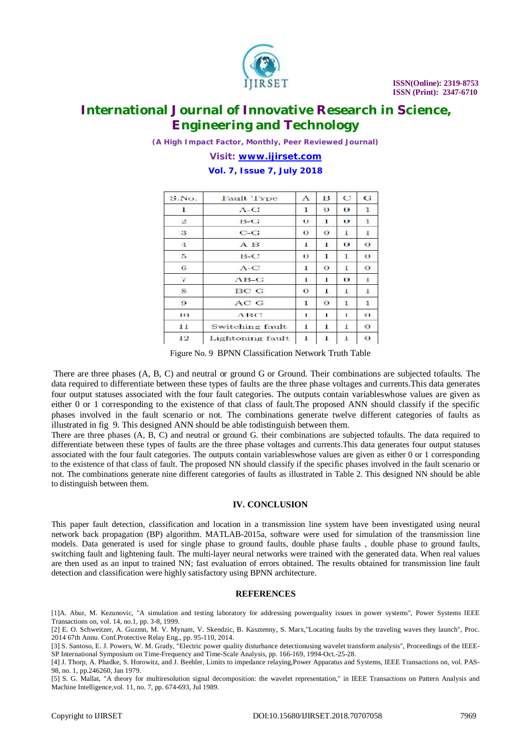| S.No. | Fault Type | A | B | C | G |
|---|---|---|---|---|---|
| 1 | A-G | 1 | 0 | 0 | 1 |
| 2 | B-G | 0 | 1 | 0 | 1 |
| 3 | C-G | 0 | 0 | 1 | 1 |
| 4 | A B | 1 | 1 | 0 | 0 |
| 5 | B-C | 0 | 1 | 1 | 0 |
| 6 | A-C | 1 | 0 | 1 | 0 |
| 7 | AB-G | 1 | 1 | 0 | 1 |
| 8 | BC G | 0 | 1 | 1 | 1 |
| 9 | AC G | 1 | 0 | 1 | 1 |
| 10 | ABC | 1 | 1 | 1 | 0 |
| 11 | Switching fault | 1 | 1 | 1 | 0 |
| 12 | Lightening fault | 1 | 1 | 1 | 0 |

Figure No. 9 BPNN Classification Network Truth Table

There are three phases (A, B, C) and neutral or ground G or Ground. Their combinations are subjected tofaults. The data required to differentiate between these types of faults are the three phase voltages and currents.This data generates four output statuses associated with the four fault categories. The outputs contain variableswhose values are given as either 0 or 1 corresponding to the existence of that class of fault.The proposed ANN should classify if the specific phases involved in the fault scenario or not. The combinations generate twelve different categories of faults as illustrated in fig 9. This designed ANN should be able todistinguish between them.

There are three phases (A, B, C) and neutral or ground G. their combinations are subjected tofaults. The data required to differentiate between these types of faults are the three phase voltages and currents.This data generates four output statuses associated with the four fault categories. The outputs contain variableswhose values are given as either 0 or 1 corresponding to the existence of that class of fault. The proposed NN should classify if the specific phases involved in the fault scenario or not. The combinations generate nine different categories of faults as illustrated in Table 2. This designed NN should be able to distinguish between them.

## IV. CONCLUSION

This paper fault detection, classification and location in a transmission line system have been investigated using neural network back propagation (BP) algorithm. MATLAB-2015a, software were used for simulation of the transmission line models. Data generated is used for single phase to ground faults, double phase faults , double phase to ground faults, switching fault and lightening fault. The multi-layer neural networks were trained with the generated data. When real values are then used as an input to trained NN; fast evaluation of errors obtained. The results obtained for transmission line fault detection and classification were highly satisfactory using BPNN architecture.

## REFERENCES

[1]A. Abur, M. Kezunovic, "A simulation and testing laboratory for addressing powerquality issues in power systems", Power Systems IEEE Transactions on, vol. 14, no.1, pp. 3-8, 1999.

[2] E. O. Schweitzer, A. Guzmn, M. V. Mynam, V. Skendzic, B. Kasztenny, S. Marx,"Locating faults by the traveling waves they launch", Proc. 2014 67th Annu. Conf.Protective Relay Eng., pp. 95-110, 2014.

[3] S. Santoso, E. J. Powers, W. M. Grady, "Electric power quality disturbance detectionusing wavelet transform analysis", Proceedings of the IEEE-SP International Symposium on Time-Frequency and Time-Scale Analysis, pp. 166-169, 1994-Oct.-25-28.

[4] J. Thorp, A. Phadke, S. Horowitz, and J. Beehler, Limits to impedance relaying,Power Apparatus and Systems, IEEE Transactions on, vol. PAS-98, no. 1, pp.246260, Jan 1979.

[5] S. G. Mallat, "A theory for multiresolution signal decomposition: the wavelet representation," in IEEE Transactions on Pattern Analysis and Machine Intelligence,vol. 11, no. 7, pp. 674-693, Jul 1989.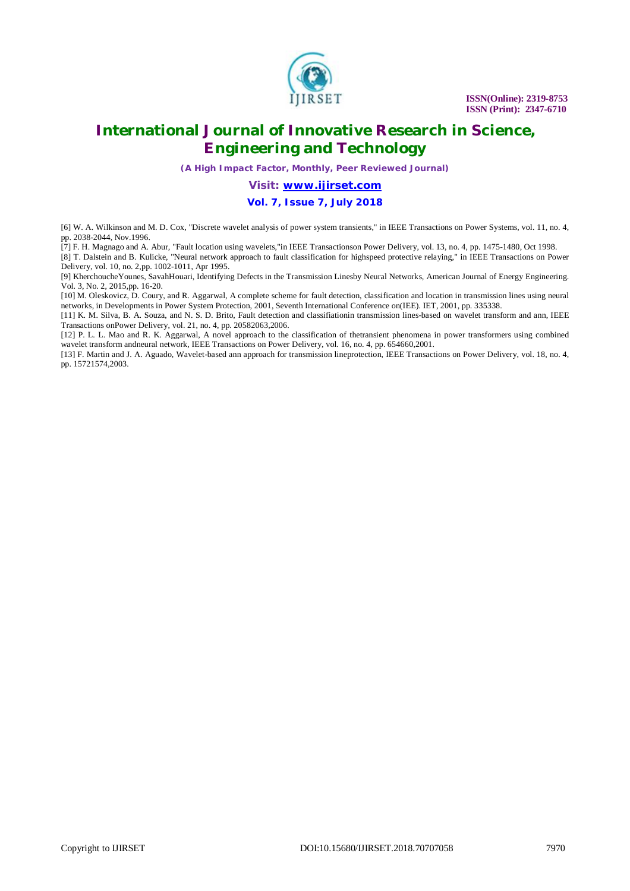[6] W. A. Wilkinson and M. D. Cox, "Discrete wavelet analysis of power system transients," in IEEE Transactions on Power Systems, vol. 11, no. 4, pp. 2038-2044, Nov.1996.

[7] F. H. Magnago and A. Abur, "Fault location using wavelets,"in IEEE Transactionson Power Delivery, vol. 13, no. 4, pp. 1475-1480, Oct 1998.

[8] T. Dalstein and B. Kulicke, "Neural network approach to fault classification for highspeed protective relaying," in IEEE Transactions on Power Delivery, vol. 10, no. 2,pp. 1002-1011, Apr 1995.

[9] KherchoucheYounes, SavahHouari, Identifying Defects in the Transmission Linesby Neural Networks, American Journal of Energy Engineering. Vol. 3, No. 2, 2015,pp. 16-20.

[10] M. Oleskovicz, D. Coury, and R. Aggarwal, A complete scheme for fault detection, classification and location in transmission lines using neural networks, in Developments in Power System Protection, 2001, Seventh International Conference on(IEE). IET, 2001, pp. 335338.

[11] K. M. Silva, B. A. Souza, and N. S. D. Brito, Fault detection and classifiationin transmission lines-based on wavelet transform and ann, IEEE Transactions onPower Delivery, vol. 21, no. 4, pp. 20582063,2006.

[12] P. L. L. Mao and R. K. Aggarwal, A novel approach to the classification of thetransient phenomena in power transformers using combined wavelet transform andneural network, IEEE Transactions on Power Delivery, vol. 16, no. 4, pp. 654660,2001.

[13] F. Martin and J. A. Aguado, Wavelet-based ann approach for transmission lineprotection, IEEE Transactions on Power Delivery, vol. 18, no. 4, pp. 15721574,2003.